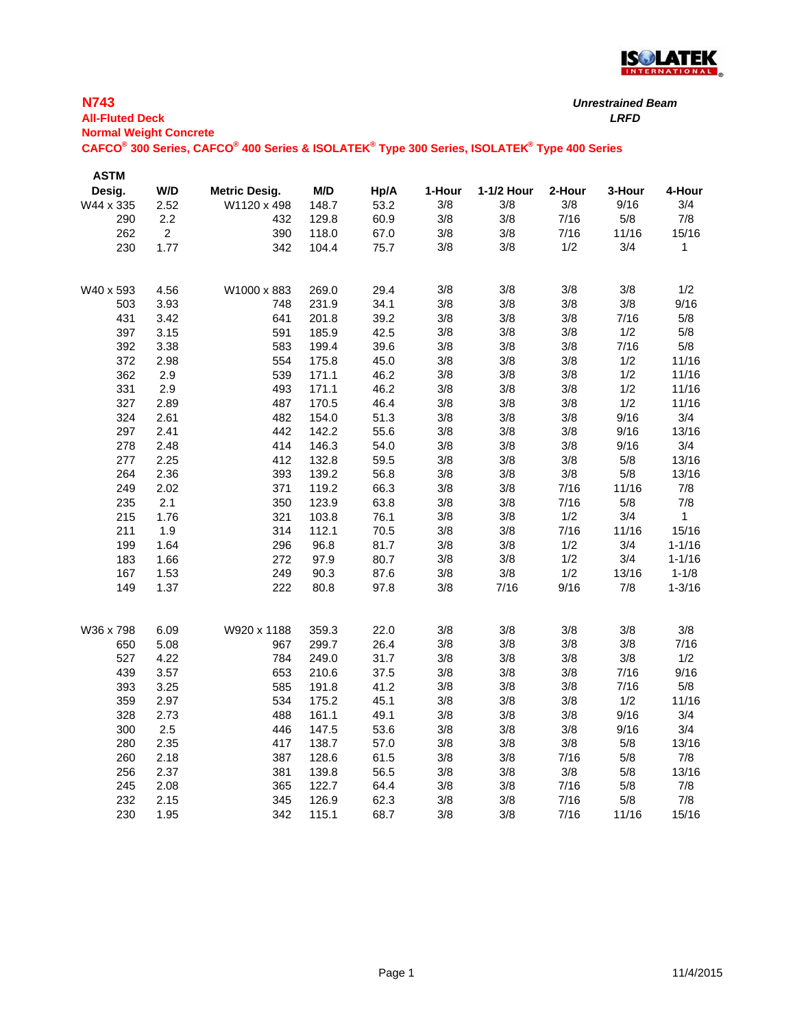## N743

**All-Fluted Deck**
**Normal Weight Concrete**
**CAFCO® 300 Series, CAFCO® 400 Series & ISOLATEK® Type 300 Series, ISOLATEK® Type 400 Series**

***Unrestrained Beam***
***LRFD***

| ASTM Desig. | W/D | Metric Desig. | M/D | Hp/A | 1-Hour | 1-1/2 Hour | 2-Hour | 3-Hour | 4-Hour |
|---|---|---|---|---|---|---|---|---|---|
| W44 x 335 | 2.52 | W1120 x 498 | 148.7 | 53.2 | 3/8 | 3/8 | 3/8 | 9/16 | 3/4 |
| 290 | 2.2 | 432 | 129.8 | 60.9 | 3/8 | 3/8 | 7/16 | 5/8 | 7/8 |
| 262 | 2 | 390 | 118.0 | 67.0 | 3/8 | 3/8 | 7/16 | 11/16 | 15/16 |
| 230 | 1.77 | 342 | 104.4 | 75.7 | 3/8 | 3/8 | 1/2 | 3/4 | 1 |
| | | | | | | | | | |
| W40 x 593 | 4.56 | W1000 x 883 | 269.0 | 29.4 | 3/8 | 3/8 | 3/8 | 3/8 | 1/2 |
| 503 | 3.93 | 748 | 231.9 | 34.1 | 3/8 | 3/8 | 3/8 | 3/8 | 9/16 |
| 431 | 3.42 | 641 | 201.8 | 39.2 | 3/8 | 3/8 | 3/8 | 7/16 | 5/8 |
| 397 | 3.15 | 591 | 185.9 | 42.5 | 3/8 | 3/8 | 3/8 | 1/2 | 5/8 |
| 392 | 3.38 | 583 | 199.4 | 39.6 | 3/8 | 3/8 | 3/8 | 7/16 | 5/8 |
| 372 | 2.98 | 554 | 175.8 | 45.0 | 3/8 | 3/8 | 3/8 | 1/2 | 11/16 |
| 362 | 2.9 | 539 | 171.1 | 46.2 | 3/8 | 3/8 | 3/8 | 1/2 | 11/16 |
| 331 | 2.9 | 493 | 171.1 | 46.2 | 3/8 | 3/8 | 3/8 | 1/2 | 11/16 |
| 327 | 2.89 | 487 | 170.5 | 46.4 | 3/8 | 3/8 | 3/8 | 1/2 | 11/16 |
| 324 | 2.61 | 482 | 154.0 | 51.3 | 3/8 | 3/8 | 3/8 | 9/16 | 3/4 |
| 297 | 2.41 | 442 | 142.2 | 55.6 | 3/8 | 3/8 | 3/8 | 9/16 | 13/16 |
| 278 | 2.48 | 414 | 146.3 | 54.0 | 3/8 | 3/8 | 3/8 | 9/16 | 3/4 |
| 277 | 2.25 | 412 | 132.8 | 59.5 | 3/8 | 3/8 | 3/8 | 5/8 | 13/16 |
| 264 | 2.36 | 393 | 139.2 | 56.8 | 3/8 | 3/8 | 3/8 | 5/8 | 13/16 |
| 249 | 2.02 | 371 | 119.2 | 66.3 | 3/8 | 3/8 | 7/16 | 11/16 | 7/8 |
| 235 | 2.1 | 350 | 123.9 | 63.8 | 3/8 | 3/8 | 7/16 | 5/8 | 7/8 |
| 215 | 1.76 | 321 | 103.8 | 76.1 | 3/8 | 3/8 | 1/2 | 3/4 | 1 |
| 211 | 1.9 | 314 | 112.1 | 70.5 | 3/8 | 3/8 | 7/16 | 11/16 | 15/16 |
| 199 | 1.64 | 296 | 96.8 | 81.7 | 3/8 | 3/8 | 1/2 | 3/4 | 1-1/16 |
| 183 | 1.66 | 272 | 97.9 | 80.7 | 3/8 | 3/8 | 1/2 | 3/4 | 1-1/16 |
| 167 | 1.53 | 249 | 90.3 | 87.6 | 3/8 | 3/8 | 1/2 | 13/16 | 1-1/8 |
| 149 | 1.37 | 222 | 80.8 | 97.8 | 3/8 | 7/16 | 9/16 | 7/8 | 1-3/16 |
| | | | | | | | | | |
| W36 x 798 | 6.09 | W920 x 1188 | 359.3 | 22.0 | 3/8 | 3/8 | 3/8 | 3/8 | 3/8 |
| 650 | 5.08 | 967 | 299.7 | 26.4 | 3/8 | 3/8 | 3/8 | 3/8 | 7/16 |
| 527 | 4.22 | 784 | 249.0 | 31.7 | 3/8 | 3/8 | 3/8 | 3/8 | 1/2 |
| 439 | 3.57 | 653 | 210.6 | 37.5 | 3/8 | 3/8 | 3/8 | 7/16 | 9/16 |
| 393 | 3.25 | 585 | 191.8 | 41.2 | 3/8 | 3/8 | 3/8 | 7/16 | 5/8 |
| 359 | 2.97 | 534 | 175.2 | 45.1 | 3/8 | 3/8 | 3/8 | 1/2 | 11/16 |
| 328 | 2.73 | 488 | 161.1 | 49.1 | 3/8 | 3/8 | 3/8 | 9/16 | 3/4 |
| 300 | 2.5 | 446 | 147.5 | 53.6 | 3/8 | 3/8 | 3/8 | 9/16 | 3/4 |
| 280 | 2.35 | 417 | 138.7 | 57.0 | 3/8 | 3/8 | 3/8 | 5/8 | 13/16 |
| 260 | 2.18 | 387 | 128.6 | 61.5 | 3/8 | 3/8 | 7/16 | 5/8 | 7/8 |
| 256 | 2.37 | 381 | 139.8 | 56.5 | 3/8 | 3/8 | 3/8 | 5/8 | 13/16 |
| 245 | 2.08 | 365 | 122.7 | 64.4 | 3/8 | 3/8 | 7/16 | 5/8 | 7/8 |
| 232 | 2.15 | 345 | 126.9 | 62.3 | 3/8 | 3/8 | 7/16 | 5/8 | 7/8 |
| 230 | 1.95 | 342 | 115.1 | 68.7 | 3/8 | 3/8 | 7/16 | 11/16 | 15/16 |

11/4/2015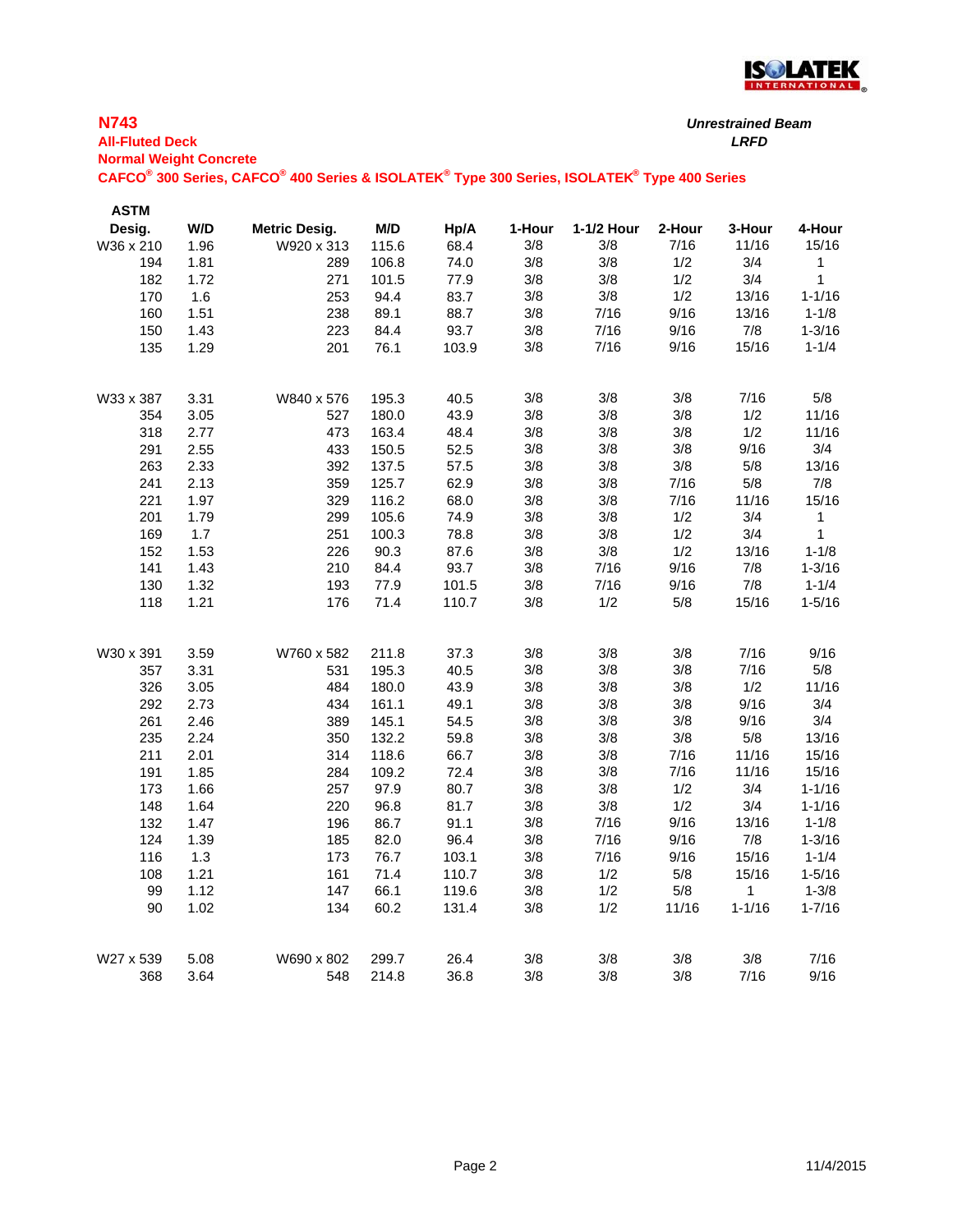## N743

**All-Fluted Deck**

**Normal Weight Concrete**

**CAFCO® 300 Series, CAFCO® 400 Series & ISOLATEK® Type 300 Series, ISOLATEK® Type 400 Series**

***Unrestrained Beam***

***LRFD***

| ASTM Desig. | W/D | Metric Desig. | M/D | Hp/A | 1-Hour | 1-1/2 Hour | 2-Hour | 3-Hour | 4-Hour |
|---|---|---|---|---|---|---|---|---|---|
| W36 x 210 | 1.96 | W920 x 313 | 115.6 | 68.4 | 3/8 | 3/8 | 7/16 | 11/16 | 15/16 |
| 194 | 1.81 | 289 | 106.8 | 74.0 | 3/8 | 3/8 | 1/2 | 3/4 | 1 |
| 182 | 1.72 | 271 | 101.5 | 77.9 | 3/8 | 3/8 | 1/2 | 3/4 | 1 |
| 170 | 1.6 | 253 | 94.4 | 83.7 | 3/8 | 3/8 | 1/2 | 13/16 | 1-1/16 |
| 160 | 1.51 | 238 | 89.1 | 88.7 | 3/8 | 7/16 | 9/16 | 13/16 | 1-1/8 |
| 150 | 1.43 | 223 | 84.4 | 93.7 | 3/8 | 7/16 | 9/16 | 7/8 | 1-3/16 |
| 135 | 1.29 | 201 | 76.1 | 103.9 | 3/8 | 7/16 | 9/16 | 15/16 | 1-1/4 |
| | | | | | | | | | |
| W33 x 387 | 3.31 | W840 x 576 | 195.3 | 40.5 | 3/8 | 3/8 | 3/8 | 7/16 | 5/8 |
| 354 | 3.05 | 527 | 180.0 | 43.9 | 3/8 | 3/8 | 3/8 | 1/2 | 11/16 |
| 318 | 2.77 | 473 | 163.4 | 48.4 | 3/8 | 3/8 | 3/8 | 1/2 | 11/16 |
| 291 | 2.55 | 433 | 150.5 | 52.5 | 3/8 | 3/8 | 3/8 | 9/16 | 3/4 |
| 263 | 2.33 | 392 | 137.5 | 57.5 | 3/8 | 3/8 | 3/8 | 5/8 | 13/16 |
| 241 | 2.13 | 359 | 125.7 | 62.9 | 3/8 | 3/8 | 7/16 | 5/8 | 7/8 |
| 221 | 1.97 | 329 | 116.2 | 68.0 | 3/8 | 3/8 | 7/16 | 11/16 | 15/16 |
| 201 | 1.79 | 299 | 105.6 | 74.9 | 3/8 | 3/8 | 1/2 | 3/4 | 1 |
| 169 | 1.7 | 251 | 100.3 | 78.8 | 3/8 | 3/8 | 1/2 | 3/4 | 1 |
| 152 | 1.53 | 226 | 90.3 | 87.6 | 3/8 | 3/8 | 1/2 | 13/16 | 1-1/8 |
| 141 | 1.43 | 210 | 84.4 | 93.7 | 3/8 | 7/16 | 9/16 | 7/8 | 1-3/16 |
| 130 | 1.32 | 193 | 77.9 | 101.5 | 3/8 | 7/16 | 9/16 | 7/8 | 1-1/4 |
| 118 | 1.21 | 176 | 71.4 | 110.7 | 3/8 | 1/2 | 5/8 | 15/16 | 1-5/16 |
| | | | | | | | | | |
| W30 x 391 | 3.59 | W760 x 582 | 211.8 | 37.3 | 3/8 | 3/8 | 3/8 | 7/16 | 9/16 |
| 357 | 3.31 | 531 | 195.3 | 40.5 | 3/8 | 3/8 | 3/8 | 7/16 | 5/8 |
| 326 | 3.05 | 484 | 180.0 | 43.9 | 3/8 | 3/8 | 3/8 | 1/2 | 11/16 |
| 292 | 2.73 | 434 | 161.1 | 49.1 | 3/8 | 3/8 | 3/8 | 9/16 | 3/4 |
| 261 | 2.46 | 389 | 145.1 | 54.5 | 3/8 | 3/8 | 3/8 | 9/16 | 3/4 |
| 235 | 2.24 | 350 | 132.2 | 59.8 | 3/8 | 3/8 | 3/8 | 5/8 | 13/16 |
| 211 | 2.01 | 314 | 118.6 | 66.7 | 3/8 | 3/8 | 7/16 | 11/16 | 15/16 |
| 191 | 1.85 | 284 | 109.2 | 72.4 | 3/8 | 3/8 | 7/16 | 11/16 | 15/16 |
| 173 | 1.66 | 257 | 97.9 | 80.7 | 3/8 | 3/8 | 1/2 | 3/4 | 1-1/16 |
| 148 | 1.64 | 220 | 96.8 | 81.7 | 3/8 | 3/8 | 1/2 | 3/4 | 1-1/16 |
| 132 | 1.47 | 196 | 86.7 | 91.1 | 3/8 | 7/16 | 9/16 | 13/16 | 1-1/8 |
| 124 | 1.39 | 185 | 82.0 | 96.4 | 3/8 | 7/16 | 9/16 | 7/8 | 1-3/16 |
| 116 | 1.3 | 173 | 76.7 | 103.1 | 3/8 | 7/16 | 9/16 | 15/16 | 1-1/4 |
| 108 | 1.21 | 161 | 71.4 | 110.7 | 3/8 | 1/2 | 5/8 | 15/16 | 1-5/16 |
| 99 | 1.12 | 147 | 66.1 | 119.6 | 3/8 | 1/2 | 5/8 | 1 | 1-3/8 |
| 90 | 1.02 | 134 | 60.2 | 131.4 | 3/8 | 1/2 | 11/16 | 1-1/16 | 1-7/16 |
| | | | | | | | | | |
| W27 x 539 | 5.08 | W690 x 802 | 299.7 | 26.4 | 3/8 | 3/8 | 3/8 | 3/8 | 7/16 |
| 368 | 3.64 | 548 | 214.8 | 36.8 | 3/8 | 3/8 | 3/8 | 7/16 | 9/16 |

11/4/2015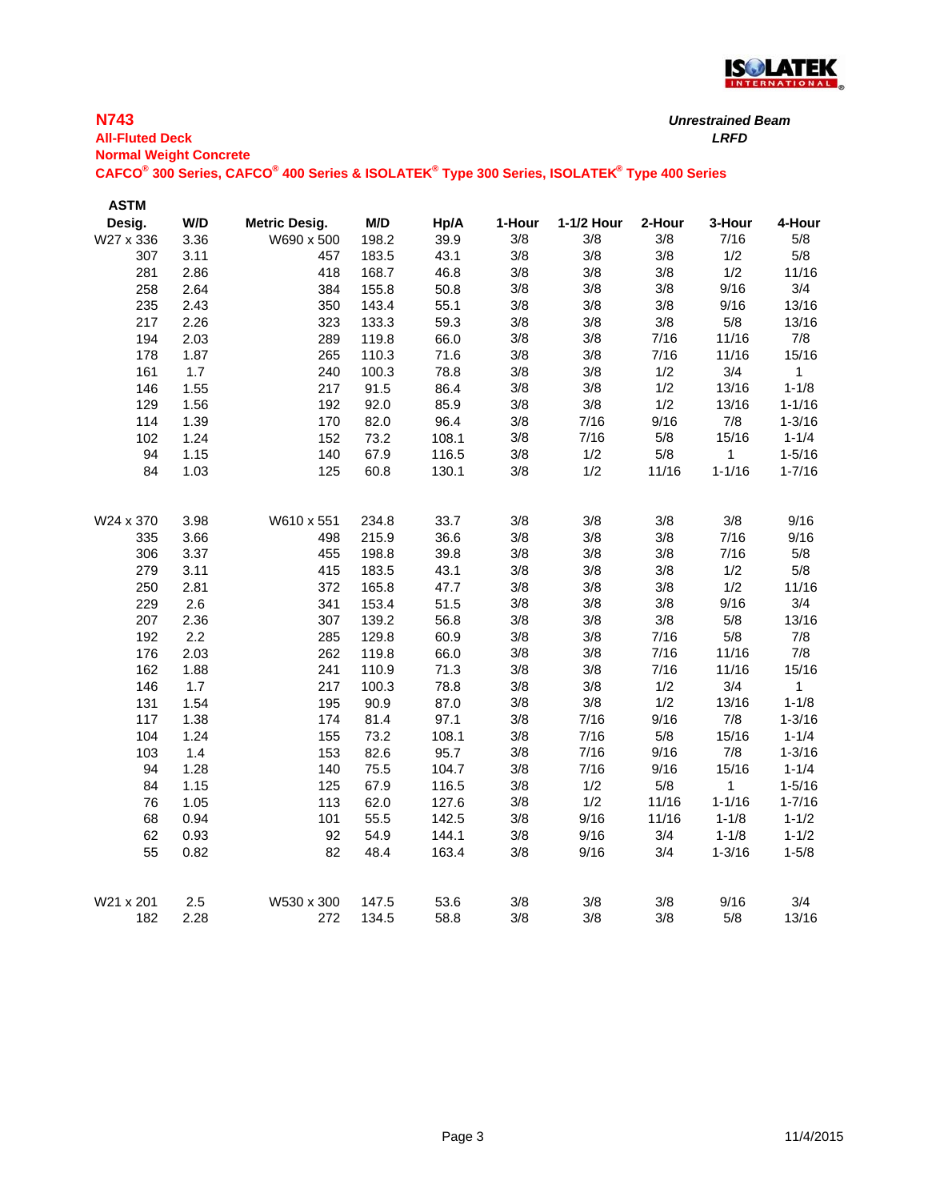## N743

**All-Fluted Deck**
**Normal Weight Concrete**
**CAFCO® 300 Series, CAFCO® 400 Series & ISOLATEK® Type 300 Series, ISOLATEK® Type 400 Series**

***Unrestrained Beam***
***LRFD***

| ASTM Desig. | W/D | Metric Desig. | M/D | Hp/A | 1-Hour | 1-1/2 Hour | 2-Hour | 3-Hour | 4-Hour |
|---|---|---|---|---|---|---|---|---|---|
| W27 x 336 | 3.36 | W690 x 500 | 198.2 | 39.9 | 3/8 | 3/8 | 3/8 | 7/16 | 5/8 |
| 307 | 3.11 | 457 | 183.5 | 43.1 | 3/8 | 3/8 | 3/8 | 1/2 | 5/8 |
| 281 | 2.86 | 418 | 168.7 | 46.8 | 3/8 | 3/8 | 3/8 | 1/2 | 11/16 |
| 258 | 2.64 | 384 | 155.8 | 50.8 | 3/8 | 3/8 | 3/8 | 9/16 | 3/4 |
| 235 | 2.43 | 350 | 143.4 | 55.1 | 3/8 | 3/8 | 3/8 | 9/16 | 13/16 |
| 217 | 2.26 | 323 | 133.3 | 59.3 | 3/8 | 3/8 | 3/8 | 5/8 | 13/16 |
| 194 | 2.03 | 289 | 119.8 | 66.0 | 3/8 | 3/8 | 7/16 | 11/16 | 7/8 |
| 178 | 1.87 | 265 | 110.3 | 71.6 | 3/8 | 3/8 | 7/16 | 11/16 | 15/16 |
| 161 | 1.7 | 240 | 100.3 | 78.8 | 3/8 | 3/8 | 1/2 | 3/4 | 1 |
| 146 | 1.55 | 217 | 91.5 | 86.4 | 3/8 | 3/8 | 1/2 | 13/16 | 1-1/8 |
| 129 | 1.56 | 192 | 92.0 | 85.9 | 3/8 | 3/8 | 1/2 | 13/16 | 1-1/16 |
| 114 | 1.39 | 170 | 82.0 | 96.4 | 3/8 | 7/16 | 9/16 | 7/8 | 1-3/16 |
| 102 | 1.24 | 152 | 73.2 | 108.1 | 3/8 | 7/16 | 5/8 | 15/16 | 1-1/4 |
| 94 | 1.15 | 140 | 67.9 | 116.5 | 3/8 | 1/2 | 5/8 | 1 | 1-5/16 |
| 84 | 1.03 | 125 | 60.8 | 130.1 | 3/8 | 1/2 | 11/16 | 1-1/16 | 1-7/16 |
| | | | | | | | | | |
| W24 x 370 | 3.98 | W610 x 551 | 234.8 | 33.7 | 3/8 | 3/8 | 3/8 | 3/8 | 9/16 |
| 335 | 3.66 | 498 | 215.9 | 36.6 | 3/8 | 3/8 | 3/8 | 7/16 | 9/16 |
| 306 | 3.37 | 455 | 198.8 | 39.8 | 3/8 | 3/8 | 3/8 | 7/16 | 5/8 |
| 279 | 3.11 | 415 | 183.5 | 43.1 | 3/8 | 3/8 | 3/8 | 1/2 | 5/8 |
| 250 | 2.81 | 372 | 165.8 | 47.7 | 3/8 | 3/8 | 3/8 | 1/2 | 11/16 |
| 229 | 2.6 | 341 | 153.4 | 51.5 | 3/8 | 3/8 | 3/8 | 9/16 | 3/4 |
| 207 | 2.36 | 307 | 139.2 | 56.8 | 3/8 | 3/8 | 3/8 | 5/8 | 13/16 |
| 192 | 2.2 | 285 | 129.8 | 60.9 | 3/8 | 3/8 | 7/16 | 5/8 | 7/8 |
| 176 | 2.03 | 262 | 119.8 | 66.0 | 3/8 | 3/8 | 7/16 | 11/16 | 7/8 |
| 162 | 1.88 | 241 | 110.9 | 71.3 | 3/8 | 3/8 | 7/16 | 11/16 | 15/16 |
| 146 | 1.7 | 217 | 100.3 | 78.8 | 3/8 | 3/8 | 1/2 | 3/4 | 1 |
| 131 | 1.54 | 195 | 90.9 | 87.0 | 3/8 | 3/8 | 1/2 | 13/16 | 1-1/8 |
| 117 | 1.38 | 174 | 81.4 | 97.1 | 3/8 | 7/16 | 9/16 | 7/8 | 1-3/16 |
| 104 | 1.24 | 155 | 73.2 | 108.1 | 3/8 | 7/16 | 5/8 | 15/16 | 1-1/4 |
| 103 | 1.4 | 153 | 82.6 | 95.7 | 3/8 | 7/16 | 9/16 | 7/8 | 1-3/16 |
| 94 | 1.28 | 140 | 75.5 | 104.7 | 3/8 | 7/16 | 9/16 | 15/16 | 1-1/4 |
| 84 | 1.15 | 125 | 67.9 | 116.5 | 3/8 | 1/2 | 5/8 | 1 | 1-5/16 |
| 76 | 1.05 | 113 | 62.0 | 127.6 | 3/8 | 1/2 | 11/16 | 1-1/16 | 1-7/16 |
| 68 | 0.94 | 101 | 55.5 | 142.5 | 3/8 | 9/16 | 11/16 | 1-1/8 | 1-1/2 |
| 62 | 0.93 | 92 | 54.9 | 144.1 | 3/8 | 9/16 | 3/4 | 1-1/8 | 1-1/2 |
| 55 | 0.82 | 82 | 48.4 | 163.4 | 3/8 | 9/16 | 3/4 | 1-3/16 | 1-5/8 |
| | | | | | | | | | |
| W21 x 201 | 2.5 | W530 x 300 | 147.5 | 53.6 | 3/8 | 3/8 | 3/8 | 9/16 | 3/4 |
| 182 | 2.28 | 272 | 134.5 | 58.8 | 3/8 | 3/8 | 3/8 | 5/8 | 13/16 |

11/4/2015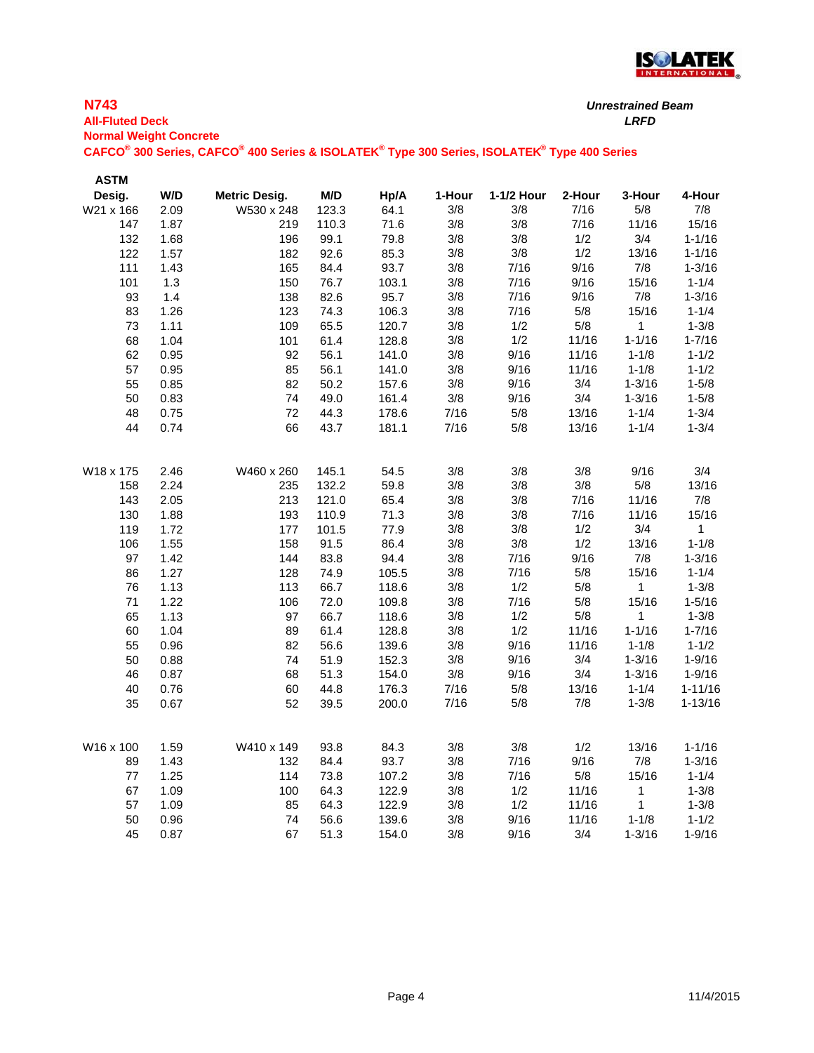## N743

**All-Fluted Deck**
**Normal Weight Concrete**
**CAFCO® 300 Series, CAFCO® 400 Series & ISOLATEK® Type 300 Series, ISOLATEK® Type 400 Series**

***Unrestrained Beam***
***LRFD***

| ASTM Desig. | W/D | Metric Desig. | M/D | Hp/A | 1-Hour | 1-1/2 Hour | 2-Hour | 3-Hour | 4-Hour |
|---|---|---|---|---|---|---|---|---|---|
| W21 x 166 | 2.09 | W530 x 248 | 123.3 | 64.1 | 3/8 | 3/8 | 7/16 | 5/8 | 7/8 |
| 147 | 1.87 | 219 | 110.3 | 71.6 | 3/8 | 3/8 | 7/16 | 11/16 | 15/16 |
| 132 | 1.68 | 196 | 99.1 | 79.8 | 3/8 | 3/8 | 1/2 | 3/4 | 1-1/16 |
| 122 | 1.57 | 182 | 92.6 | 85.3 | 3/8 | 3/8 | 1/2 | 13/16 | 1-1/16 |
| 111 | 1.43 | 165 | 84.4 | 93.7 | 3/8 | 7/16 | 9/16 | 7/8 | 1-3/16 |
| 101 | 1.3 | 150 | 76.7 | 103.1 | 3/8 | 7/16 | 9/16 | 15/16 | 1-1/4 |
| 93 | 1.4 | 138 | 82.6 | 95.7 | 3/8 | 7/16 | 9/16 | 7/8 | 1-3/16 |
| 83 | 1.26 | 123 | 74.3 | 106.3 | 3/8 | 7/16 | 5/8 | 15/16 | 1-1/4 |
| 73 | 1.11 | 109 | 65.5 | 120.7 | 3/8 | 1/2 | 5/8 | 1 | 1-3/8 |
| 68 | 1.04 | 101 | 61.4 | 128.8 | 3/8 | 1/2 | 11/16 | 1-1/16 | 1-7/16 |
| 62 | 0.95 | 92 | 56.1 | 141.0 | 3/8 | 9/16 | 11/16 | 1-1/8 | 1-1/2 |
| 57 | 0.95 | 85 | 56.1 | 141.0 | 3/8 | 9/16 | 11/16 | 1-1/8 | 1-1/2 |
| 55 | 0.85 | 82 | 50.2 | 157.6 | 3/8 | 9/16 | 3/4 | 1-3/16 | 1-5/8 |
| 50 | 0.83 | 74 | 49.0 | 161.4 | 3/8 | 9/16 | 3/4 | 1-3/16 | 1-5/8 |
| 48 | 0.75 | 72 | 44.3 | 178.6 | 7/16 | 5/8 | 13/16 | 1-1/4 | 1-3/4 |
| 44 | 0.74 | 66 | 43.7 | 181.1 | 7/16 | 5/8 | 13/16 | 1-1/4 | 1-3/4 |
| | | | | | | | | | |
| W18 x 175 | 2.46 | W460 x 260 | 145.1 | 54.5 | 3/8 | 3/8 | 3/8 | 9/16 | 3/4 |
| 158 | 2.24 | 235 | 132.2 | 59.8 | 3/8 | 3/8 | 3/8 | 5/8 | 13/16 |
| 143 | 2.05 | 213 | 121.0 | 65.4 | 3/8 | 3/8 | 7/16 | 11/16 | 7/8 |
| 130 | 1.88 | 193 | 110.9 | 71.3 | 3/8 | 3/8 | 7/16 | 11/16 | 15/16 |
| 119 | 1.72 | 177 | 101.5 | 77.9 | 3/8 | 3/8 | 1/2 | 3/4 | 1 |
| 106 | 1.55 | 158 | 91.5 | 86.4 | 3/8 | 3/8 | 1/2 | 13/16 | 1-1/8 |
| 97 | 1.42 | 144 | 83.8 | 94.4 | 3/8 | 7/16 | 9/16 | 7/8 | 1-3/16 |
| 86 | 1.27 | 128 | 74.9 | 105.5 | 3/8 | 7/16 | 5/8 | 15/16 | 1-1/4 |
| 76 | 1.13 | 113 | 66.7 | 118.6 | 3/8 | 1/2 | 5/8 | 1 | 1-3/8 |
| 71 | 1.22 | 106 | 72.0 | 109.8 | 3/8 | 7/16 | 5/8 | 15/16 | 1-5/16 |
| 65 | 1.13 | 97 | 66.7 | 118.6 | 3/8 | 1/2 | 5/8 | 1 | 1-3/8 |
| 60 | 1.04 | 89 | 61.4 | 128.8 | 3/8 | 1/2 | 11/16 | 1-1/16 | 1-7/16 |
| 55 | 0.96 | 82 | 56.6 | 139.6 | 3/8 | 9/16 | 11/16 | 1-1/8 | 1-1/2 |
| 50 | 0.88 | 74 | 51.9 | 152.3 | 3/8 | 9/16 | 3/4 | 1-3/16 | 1-9/16 |
| 46 | 0.87 | 68 | 51.3 | 154.0 | 3/8 | 9/16 | 3/4 | 1-3/16 | 1-9/16 |
| 40 | 0.76 | 60 | 44.8 | 176.3 | 7/16 | 5/8 | 13/16 | 1-1/4 | 1-11/16 |
| 35 | 0.67 | 52 | 39.5 | 200.0 | 7/16 | 5/8 | 7/8 | 1-3/8 | 1-13/16 |
| | | | | | | | | | |
| W16 x 100 | 1.59 | W410 x 149 | 93.8 | 84.3 | 3/8 | 3/8 | 1/2 | 13/16 | 1-1/16 |
| 89 | 1.43 | 132 | 84.4 | 93.7 | 3/8 | 7/16 | 9/16 | 7/8 | 1-3/16 |
| 77 | 1.25 | 114 | 73.8 | 107.2 | 3/8 | 7/16 | 5/8 | 15/16 | 1-1/4 |
| 67 | 1.09 | 100 | 64.3 | 122.9 | 3/8 | 1/2 | 11/16 | 1 | 1-3/8 |
| 57 | 1.09 | 85 | 64.3 | 122.9 | 3/8 | 1/2 | 11/16 | 1 | 1-3/8 |
| 50 | 0.96 | 74 | 56.6 | 139.6 | 3/8 | 9/16 | 11/16 | 1-1/8 | 1-1/2 |
| 45 | 0.87 | 67 | 51.3 | 154.0 | 3/8 | 9/16 | 3/4 | 1-3/16 | 1-9/16 |

11/4/2015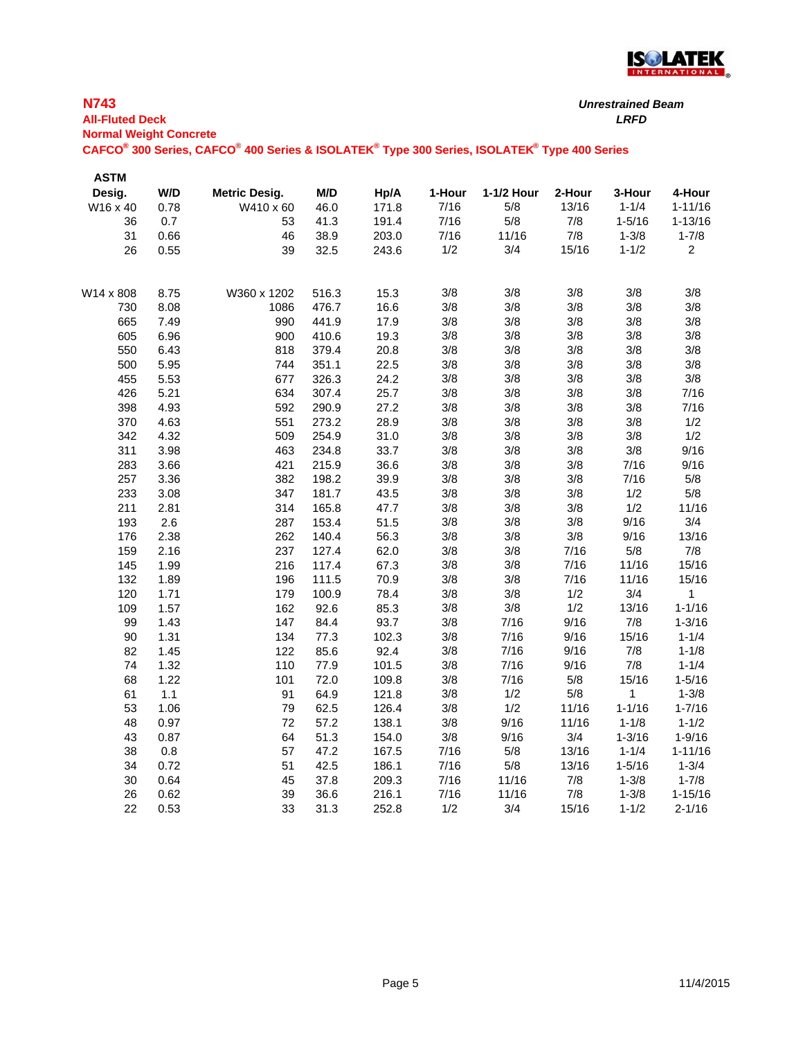## N743

**All-Fluted Deck**

**Normal Weight Concrete**

**CAFCO® 300 Series, CAFCO® 400 Series & ISOLATEK® Type 300 Series, ISOLATEK® Type 400 Series**

***Unrestrained Beam***

***LRFD***

| ASTM Desig. | W/D | Metric Desig. | M/D | Hp/A | 1-Hour | 1-1/2 Hour | 2-Hour | 3-Hour | 4-Hour |
|---|---|---|---|---|---|---|---|---|---|
| W16 x 40 | 0.78 | W410 x 60 | 46.0 | 171.8 | 7/16 | 5/8 | 13/16 | 1-1/4 | 1-11/16 |
| 36 | 0.7 | 53 | 41.3 | 191.4 | 7/16 | 5/8 | 7/8 | 1-5/16 | 1-13/16 |
| 31 | 0.66 | 46 | 38.9 | 203.0 | 7/16 | 11/16 | 7/8 | 1-3/8 | 1-7/8 |
| 26 | 0.55 | 39 | 32.5 | 243.6 | 1/2 | 3/4 | 15/16 | 1-1/2 | 2 |
| | | | | | | | | | |
| W14 x 808 | 8.75 | W360 x 1202 | 516.3 | 15.3 | 3/8 | 3/8 | 3/8 | 3/8 | 3/8 |
| 730 | 8.08 | 1086 | 476.7 | 16.6 | 3/8 | 3/8 | 3/8 | 3/8 | 3/8 |
| 665 | 7.49 | 990 | 441.9 | 17.9 | 3/8 | 3/8 | 3/8 | 3/8 | 3/8 |
| 605 | 6.96 | 900 | 410.6 | 19.3 | 3/8 | 3/8 | 3/8 | 3/8 | 3/8 |
| 550 | 6.43 | 818 | 379.4 | 20.8 | 3/8 | 3/8 | 3/8 | 3/8 | 3/8 |
| 500 | 5.95 | 744 | 351.1 | 22.5 | 3/8 | 3/8 | 3/8 | 3/8 | 3/8 |
| 455 | 5.53 | 677 | 326.3 | 24.2 | 3/8 | 3/8 | 3/8 | 3/8 | 3/8 |
| 426 | 5.21 | 634 | 307.4 | 25.7 | 3/8 | 3/8 | 3/8 | 3/8 | 7/16 |
| 398 | 4.93 | 592 | 290.9 | 27.2 | 3/8 | 3/8 | 3/8 | 3/8 | 7/16 |
| 370 | 4.63 | 551 | 273.2 | 28.9 | 3/8 | 3/8 | 3/8 | 3/8 | 1/2 |
| 342 | 4.32 | 509 | 254.9 | 31.0 | 3/8 | 3/8 | 3/8 | 3/8 | 1/2 |
| 311 | 3.98 | 463 | 234.8 | 33.7 | 3/8 | 3/8 | 3/8 | 3/8 | 9/16 |
| 283 | 3.66 | 421 | 215.9 | 36.6 | 3/8 | 3/8 | 3/8 | 7/16 | 9/16 |
| 257 | 3.36 | 382 | 198.2 | 39.9 | 3/8 | 3/8 | 3/8 | 7/16 | 5/8 |
| 233 | 3.08 | 347 | 181.7 | 43.5 | 3/8 | 3/8 | 3/8 | 1/2 | 5/8 |
| 211 | 2.81 | 314 | 165.8 | 47.7 | 3/8 | 3/8 | 3/8 | 1/2 | 11/16 |
| 193 | 2.6 | 287 | 153.4 | 51.5 | 3/8 | 3/8 | 3/8 | 9/16 | 3/4 |
| 176 | 2.38 | 262 | 140.4 | 56.3 | 3/8 | 3/8 | 3/8 | 9/16 | 13/16 |
| 159 | 2.16 | 237 | 127.4 | 62.0 | 3/8 | 3/8 | 7/16 | 5/8 | 7/8 |
| 145 | 1.99 | 216 | 117.4 | 67.3 | 3/8 | 3/8 | 7/16 | 11/16 | 15/16 |
| 132 | 1.89 | 196 | 111.5 | 70.9 | 3/8 | 3/8 | 7/16 | 11/16 | 15/16 |
| 120 | 1.71 | 179 | 100.9 | 78.4 | 3/8 | 3/8 | 1/2 | 3/4 | 1 |
| 109 | 1.57 | 162 | 92.6 | 85.3 | 3/8 | 3/8 | 1/2 | 13/16 | 1-1/16 |
| 99 | 1.43 | 147 | 84.4 | 93.7 | 3/8 | 7/16 | 9/16 | 7/8 | 1-3/16 |
| 90 | 1.31 | 134 | 77.3 | 102.3 | 3/8 | 7/16 | 9/16 | 15/16 | 1-1/4 |
| 82 | 1.45 | 122 | 85.6 | 92.4 | 3/8 | 7/16 | 9/16 | 7/8 | 1-1/8 |
| 74 | 1.32 | 110 | 77.9 | 101.5 | 3/8 | 7/16 | 9/16 | 7/8 | 1-1/4 |
| 68 | 1.22 | 101 | 72.0 | 109.8 | 3/8 | 7/16 | 5/8 | 15/16 | 1-5/16 |
| 61 | 1.1 | 91 | 64.9 | 121.8 | 3/8 | 1/2 | 5/8 | 1 | 1-3/8 |
| 53 | 1.06 | 79 | 62.5 | 126.4 | 3/8 | 1/2 | 11/16 | 1-1/16 | 1-7/16 |
| 48 | 0.97 | 72 | 57.2 | 138.1 | 3/8 | 9/16 | 11/16 | 1-1/8 | 1-1/2 |
| 43 | 0.87 | 64 | 51.3 | 154.0 | 3/8 | 9/16 | 3/4 | 1-3/16 | 1-9/16 |
| 38 | 0.8 | 57 | 47.2 | 167.5 | 7/16 | 5/8 | 13/16 | 1-1/4 | 1-11/16 |
| 34 | 0.72 | 51 | 42.5 | 186.1 | 7/16 | 5/8 | 13/16 | 1-5/16 | 1-3/4 |
| 30 | 0.64 | 45 | 37.8 | 209.3 | 7/16 | 11/16 | 7/8 | 1-3/8 | 1-7/8 |
| 26 | 0.62 | 39 | 36.6 | 216.1 | 7/16 | 11/16 | 7/8 | 1-3/8 | 1-15/16 |
| 22 | 0.53 | 33 | 31.3 | 252.8 | 1/2 | 3/4 | 15/16 | 1-1/2 | 2-1/16 |

11/4/2015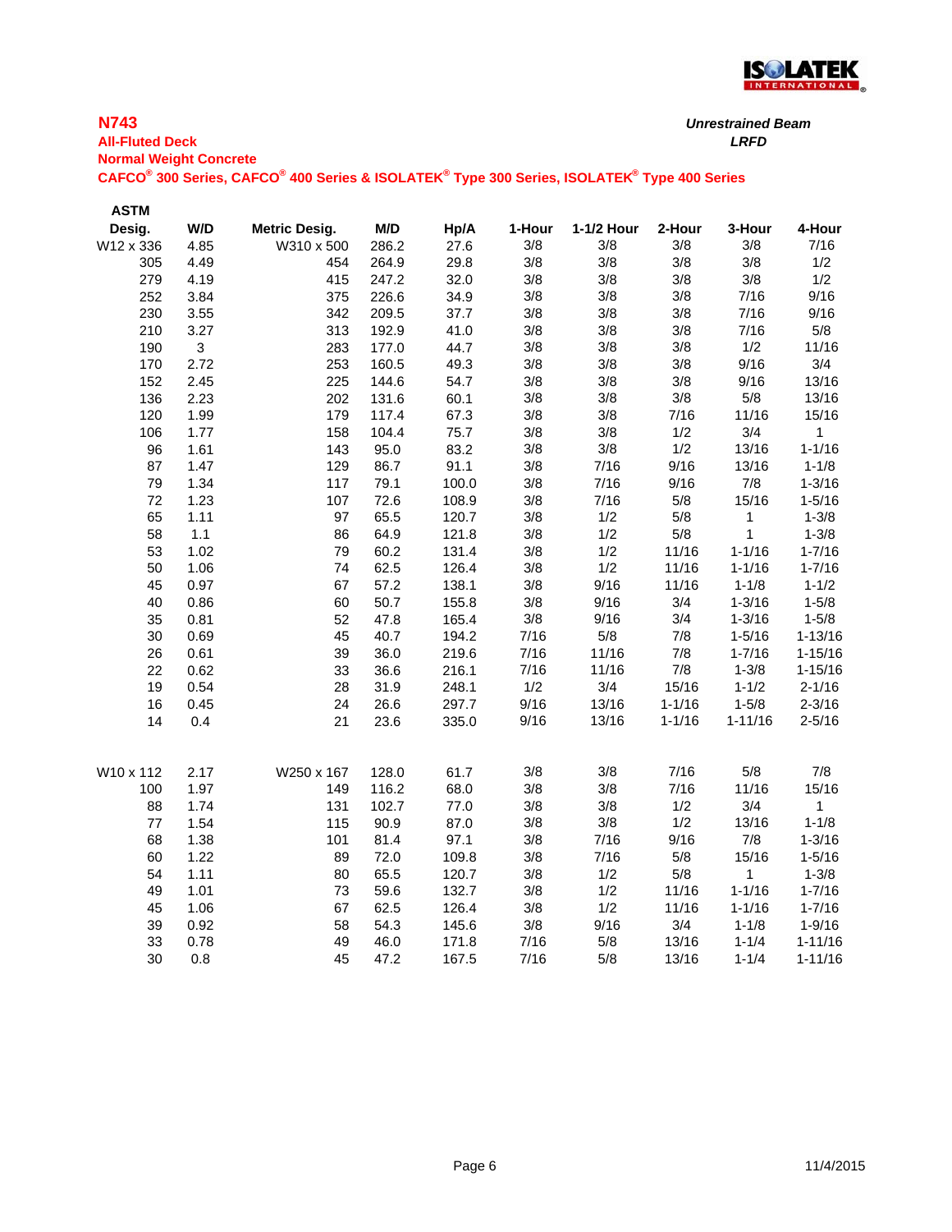## N743

**All-Fluted Deck**

**Normal Weight Concrete**

**CAFCO® 300 Series, CAFCO® 400 Series & ISOLATEK® Type 300 Series, ISOLATEK® Type 400 Series**

***Unrestrained Beam***

***LRFD***

| ASTM Desig. | W/D | Metric Desig. | M/D | Hp/A | 1-Hour | 1-1/2 Hour | 2-Hour | 3-Hour | 4-Hour |
|---|---|---|---|---|---|---|---|---|---|
| W12 x 336 | 4.85 | W310 x 500 | 286.2 | 27.6 | 3/8 | 3/8 | 3/8 | 3/8 | 7/16 |
| 305 | 4.49 | 454 | 264.9 | 29.8 | 3/8 | 3/8 | 3/8 | 3/8 | 1/2 |
| 279 | 4.19 | 415 | 247.2 | 32.0 | 3/8 | 3/8 | 3/8 | 3/8 | 1/2 |
| 252 | 3.84 | 375 | 226.6 | 34.9 | 3/8 | 3/8 | 3/8 | 7/16 | 9/16 |
| 230 | 3.55 | 342 | 209.5 | 37.7 | 3/8 | 3/8 | 3/8 | 7/16 | 9/16 |
| 210 | 3.27 | 313 | 192.9 | 41.0 | 3/8 | 3/8 | 3/8 | 7/16 | 5/8 |
| 190 | 3 | 283 | 177.0 | 44.7 | 3/8 | 3/8 | 3/8 | 1/2 | 11/16 |
| 170 | 2.72 | 253 | 160.5 | 49.3 | 3/8 | 3/8 | 3/8 | 9/16 | 3/4 |
| 152 | 2.45 | 225 | 144.6 | 54.7 | 3/8 | 3/8 | 3/8 | 9/16 | 13/16 |
| 136 | 2.23 | 202 | 131.6 | 60.1 | 3/8 | 3/8 | 3/8 | 5/8 | 13/16 |
| 120 | 1.99 | 179 | 117.4 | 67.3 | 3/8 | 3/8 | 7/16 | 11/16 | 15/16 |
| 106 | 1.77 | 158 | 104.4 | 75.7 | 3/8 | 3/8 | 1/2 | 3/4 | 1 |
| 96 | 1.61 | 143 | 95.0 | 83.2 | 3/8 | 3/8 | 1/2 | 13/16 | 1-1/16 |
| 87 | 1.47 | 129 | 86.7 | 91.1 | 3/8 | 7/16 | 9/16 | 13/16 | 1-1/8 |
| 79 | 1.34 | 117 | 79.1 | 100.0 | 3/8 | 7/16 | 9/16 | 7/8 | 1-3/16 |
| 72 | 1.23 | 107 | 72.6 | 108.9 | 3/8 | 7/16 | 5/8 | 15/16 | 1-5/16 |
| 65 | 1.11 | 97 | 65.5 | 120.7 | 3/8 | 1/2 | 5/8 | 1 | 1-3/8 |
| 58 | 1.1 | 86 | 64.9 | 121.8 | 3/8 | 1/2 | 5/8 | 1 | 1-3/8 |
| 53 | 1.02 | 79 | 60.2 | 131.4 | 3/8 | 1/2 | 11/16 | 1-1/16 | 1-7/16 |
| 50 | 1.06 | 74 | 62.5 | 126.4 | 3/8 | 1/2 | 11/16 | 1-1/16 | 1-7/16 |
| 45 | 0.97 | 67 | 57.2 | 138.1 | 3/8 | 9/16 | 11/16 | 1-1/8 | 1-1/2 |
| 40 | 0.86 | 60 | 50.7 | 155.8 | 3/8 | 9/16 | 3/4 | 1-3/16 | 1-5/8 |
| 35 | 0.81 | 52 | 47.8 | 165.4 | 3/8 | 9/16 | 3/4 | 1-3/16 | 1-5/8 |
| 30 | 0.69 | 45 | 40.7 | 194.2 | 7/16 | 5/8 | 7/8 | 1-5/16 | 1-13/16 |
| 26 | 0.61 | 39 | 36.0 | 219.6 | 7/16 | 11/16 | 7/8 | 1-7/16 | 1-15/16 |
| 22 | 0.62 | 33 | 36.6 | 216.1 | 7/16 | 11/16 | 7/8 | 1-3/8 | 1-15/16 |
| 19 | 0.54 | 28 | 31.9 | 248.1 | 1/2 | 3/4 | 15/16 | 1-1/2 | 2-1/16 |
| 16 | 0.45 | 24 | 26.6 | 297.7 | 9/16 | 13/16 | 1-1/16 | 1-5/8 | 2-3/16 |
| 14 | 0.4 | 21 | 23.6 | 335.0 | 9/16 | 13/16 | 1-1/16 | 1-11/16 | 2-5/16 |
| W10 x 112 | 2.17 | W250 x 167 | 128.0 | 61.7 | 3/8 | 3/8 | 7/16 | 5/8 | 7/8 |
| 100 | 1.97 | 149 | 116.2 | 68.0 | 3/8 | 3/8 | 7/16 | 11/16 | 15/16 |
| 88 | 1.74 | 131 | 102.7 | 77.0 | 3/8 | 3/8 | 1/2 | 3/4 | 1 |
| 77 | 1.54 | 115 | 90.9 | 87.0 | 3/8 | 3/8 | 1/2 | 13/16 | 1-1/8 |
| 68 | 1.38 | 101 | 81.4 | 97.1 | 3/8 | 7/16 | 9/16 | 7/8 | 1-3/16 |
| 60 | 1.22 | 89 | 72.0 | 109.8 | 3/8 | 7/16 | 5/8 | 15/16 | 1-5/16 |
| 54 | 1.11 | 80 | 65.5 | 120.7 | 3/8 | 1/2 | 5/8 | 1 | 1-3/8 |
| 49 | 1.01 | 73 | 59.6 | 132.7 | 3/8 | 1/2 | 11/16 | 1-1/16 | 1-7/16 |
| 45 | 1.06 | 67 | 62.5 | 126.4 | 3/8 | 1/2 | 11/16 | 1-1/16 | 1-7/16 |
| 39 | 0.92 | 58 | 54.3 | 145.6 | 3/8 | 9/16 | 3/4 | 1-1/8 | 1-9/16 |
| 33 | 0.78 | 49 | 46.0 | 171.8 | 7/16 | 5/8 | 13/16 | 1-1/4 | 1-11/16 |
| 30 | 0.8 | 45 | 47.2 | 167.5 | 7/16 | 5/8 | 13/16 | 1-1/4 | 1-11/16 |

11/4/2015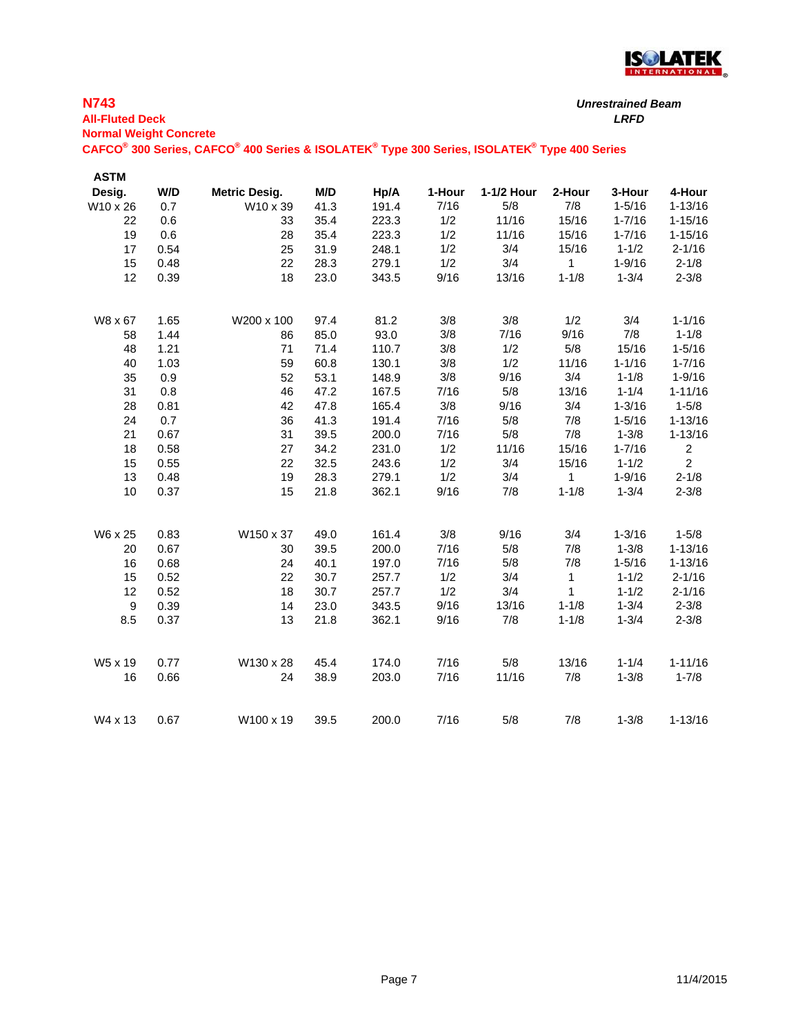# N743

**All-Fluted Deck**
**Normal Weight Concrete**
**CAFCO® 300 Series, CAFCO® 400 Series & ISOLATEK® Type 300 Series, ISOLATEK® Type 400 Series**

***Unrestrained Beam***
***LRFD***

| ASTM Desig. | W/D | Metric Desig. | M/D | Hp/A | 1-Hour | 1-1/2 Hour | 2-Hour | 3-Hour | 4-Hour |
|---|---|---|---|---|---|---|---|---|---|
| W10 x 26 | 0.7 | W10 x 39 | 41.3 | 191.4 | 7/16 | 5/8 | 7/8 | 1-5/16 | 1-13/16 |
| 22 | 0.6 | 33 | 35.4 | 223.3 | 1/2 | 11/16 | 15/16 | 1-7/16 | 1-15/16 |
| 19 | 0.6 | 28 | 35.4 | 223.3 | 1/2 | 11/16 | 15/16 | 1-7/16 | 1-15/16 |
| 17 | 0.54 | 25 | 31.9 | 248.1 | 1/2 | 3/4 | 15/16 | 1-1/2 | 2-1/16 |
| 15 | 0.48 | 22 | 28.3 | 279.1 | 1/2 | 3/4 | 1 | 1-9/16 | 2-1/8 |
| 12 | 0.39 | 18 | 23.0 | 343.5 | 9/16 | 13/16 | 1-1/8 | 1-3/4 | 2-3/8 |
| | | | | | | | | | |
| W8 x 67 | 1.65 | W200 x 100 | 97.4 | 81.2 | 3/8 | 3/8 | 1/2 | 3/4 | 1-1/16 |
| 58 | 1.44 | 86 | 85.0 | 93.0 | 3/8 | 7/16 | 9/16 | 7/8 | 1-1/8 |
| 48 | 1.21 | 71 | 71.4 | 110.7 | 3/8 | 1/2 | 5/8 | 15/16 | 1-5/16 |
| 40 | 1.03 | 59 | 60.8 | 130.1 | 3/8 | 1/2 | 11/16 | 1-1/16 | 1-7/16 |
| 35 | 0.9 | 52 | 53.1 | 148.9 | 3/8 | 9/16 | 3/4 | 1-1/8 | 1-9/16 |
| 31 | 0.8 | 46 | 47.2 | 167.5 | 7/16 | 5/8 | 13/16 | 1-1/4 | 1-11/16 |
| 28 | 0.81 | 42 | 47.8 | 165.4 | 3/8 | 9/16 | 3/4 | 1-3/16 | 1-5/8 |
| 24 | 0.7 | 36 | 41.3 | 191.4 | 7/16 | 5/8 | 7/8 | 1-5/16 | 1-13/16 |
| 21 | 0.67 | 31 | 39.5 | 200.0 | 7/16 | 5/8 | 7/8 | 1-3/8 | 1-13/16 |
| 18 | 0.58 | 27 | 34.2 | 231.0 | 1/2 | 11/16 | 15/16 | 1-7/16 | 2 |
| 15 | 0.55 | 22 | 32.5 | 243.6 | 1/2 | 3/4 | 15/16 | 1-1/2 | 2 |
| 13 | 0.48 | 19 | 28.3 | 279.1 | 1/2 | 3/4 | 1 | 1-9/16 | 2-1/8 |
| 10 | 0.37 | 15 | 21.8 | 362.1 | 9/16 | 7/8 | 1-1/8 | 1-3/4 | 2-3/8 |
| | | | | | | | | | |
| W6 x 25 | 0.83 | W150 x 37 | 49.0 | 161.4 | 3/8 | 9/16 | 3/4 | 1-3/16 | 1-5/8 |
| 20 | 0.67 | 30 | 39.5 | 200.0 | 7/16 | 5/8 | 7/8 | 1-3/8 | 1-13/16 |
| 16 | 0.68 | 24 | 40.1 | 197.0 | 7/16 | 5/8 | 7/8 | 1-5/16 | 1-13/16 |
| 15 | 0.52 | 22 | 30.7 | 257.7 | 1/2 | 3/4 | 1 | 1-1/2 | 2-1/16 |
| 12 | 0.52 | 18 | 30.7 | 257.7 | 1/2 | 3/4 | 1 | 1-1/2 | 2-1/16 |
| 9 | 0.39 | 14 | 23.0 | 343.5 | 9/16 | 13/16 | 1-1/8 | 1-3/4 | 2-3/8 |
| 8.5 | 0.37 | 13 | 21.8 | 362.1 | 9/16 | 7/8 | 1-1/8 | 1-3/4 | 2-3/8 |
| | | | | | | | | | |
| W5 x 19 | 0.77 | W130 x 28 | 45.4 | 174.0 | 7/16 | 5/8 | 13/16 | 1-1/4 | 1-11/16 |
| 16 | 0.66 | 24 | 38.9 | 203.0 | 7/16 | 11/16 | 7/8 | 1-3/8 | 1-7/8 |
| | | | | | | | | | |
| W4 x 13 | 0.67 | W100 x 19 | 39.5 | 200.0 | 7/16 | 5/8 | 7/8 | 1-3/8 | 1-13/16 |

11/4/2015